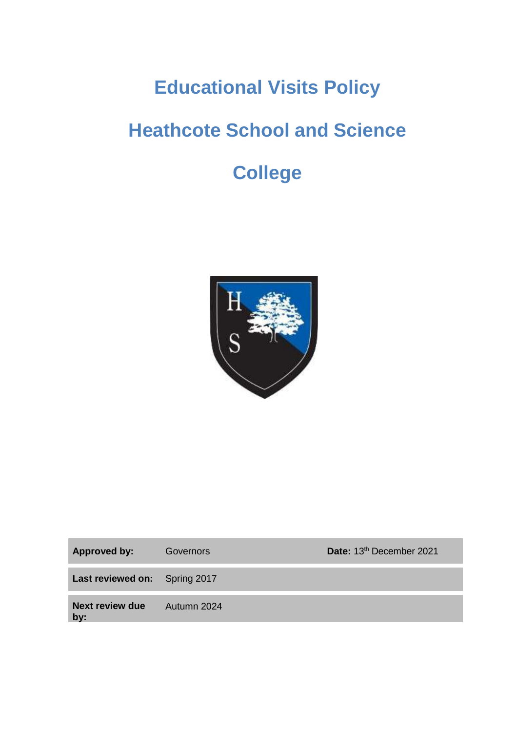# Educational Visits Policy

# Heathcote School and Science College

| | | |
|---|---|---|
| **Approved by:** | Governors | **Date:** 13th December 2021 |
| **Last reviewed on:** | Spring 2017 | |
| **Next review due by:** | Autumn 2024 | |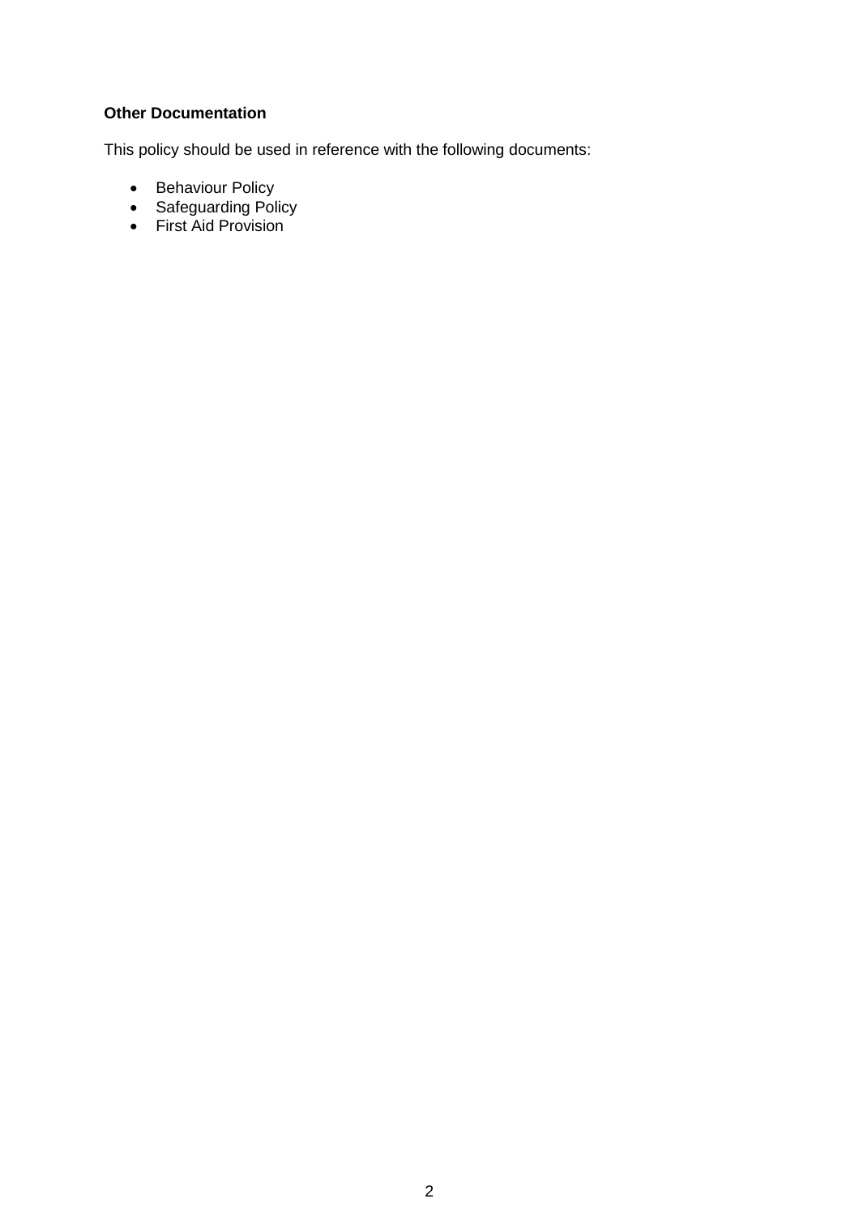**Other Documentation**

This policy should be used in reference with the following documents:

- Behaviour Policy
- Safeguarding Policy
- First Aid Provision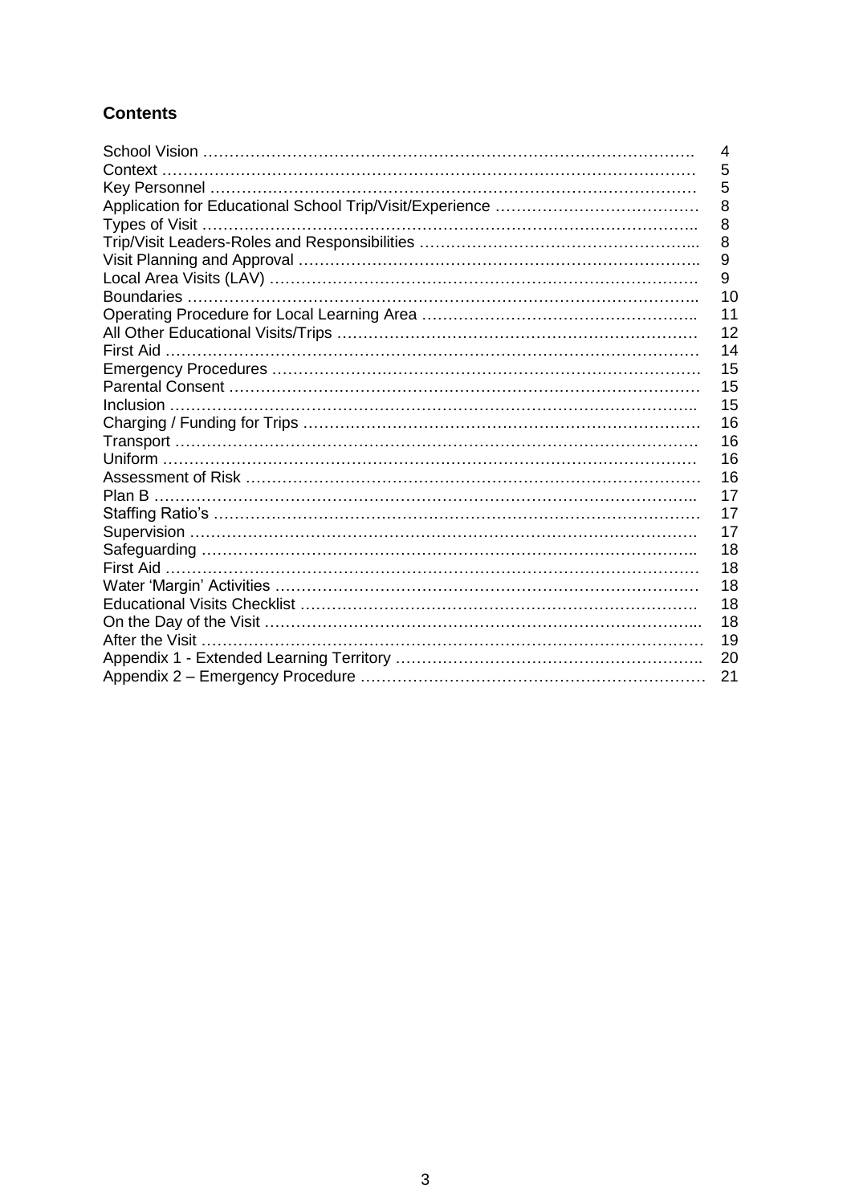## Contents

| | |
|---|---|
| School Vision | 4 |
| Context | 5 |
| Key Personnel | 5 |
| Application for Educational School Trip/Visit/Experience | 8 |
| Types of Visit | 8 |
| Trip/Visit Leaders-Roles and Responsibilities | 8 |
| Visit Planning and Approval | 9 |
| Local Area Visits (LAV) | 9 |
| Boundaries | 10 |
| Operating Procedure for Local Learning Area | 11 |
| All Other Educational Visits/Trips | 12 |
| First Aid | 14 |
| Emergency Procedures | 15 |
| Parental Consent | 15 |
| Inclusion | 15 |
| Charging / Funding for Trips | 16 |
| Transport | 16 |
| Uniform | 16 |
| Assessment of Risk | 16 |
| Plan B | 17 |
| Staffing Ratio's | 17 |
| Supervision | 17 |
| Safeguarding | 18 |
| First Aid | 18 |
| Water 'Margin' Activities | 18 |
| Educational Visits Checklist | 18 |
| On the Day of the Visit | 18 |
| After the Visit | 19 |
| Appendix 1 - Extended Learning Territory | 20 |
| Appendix 2 – Emergency Procedure | 21 |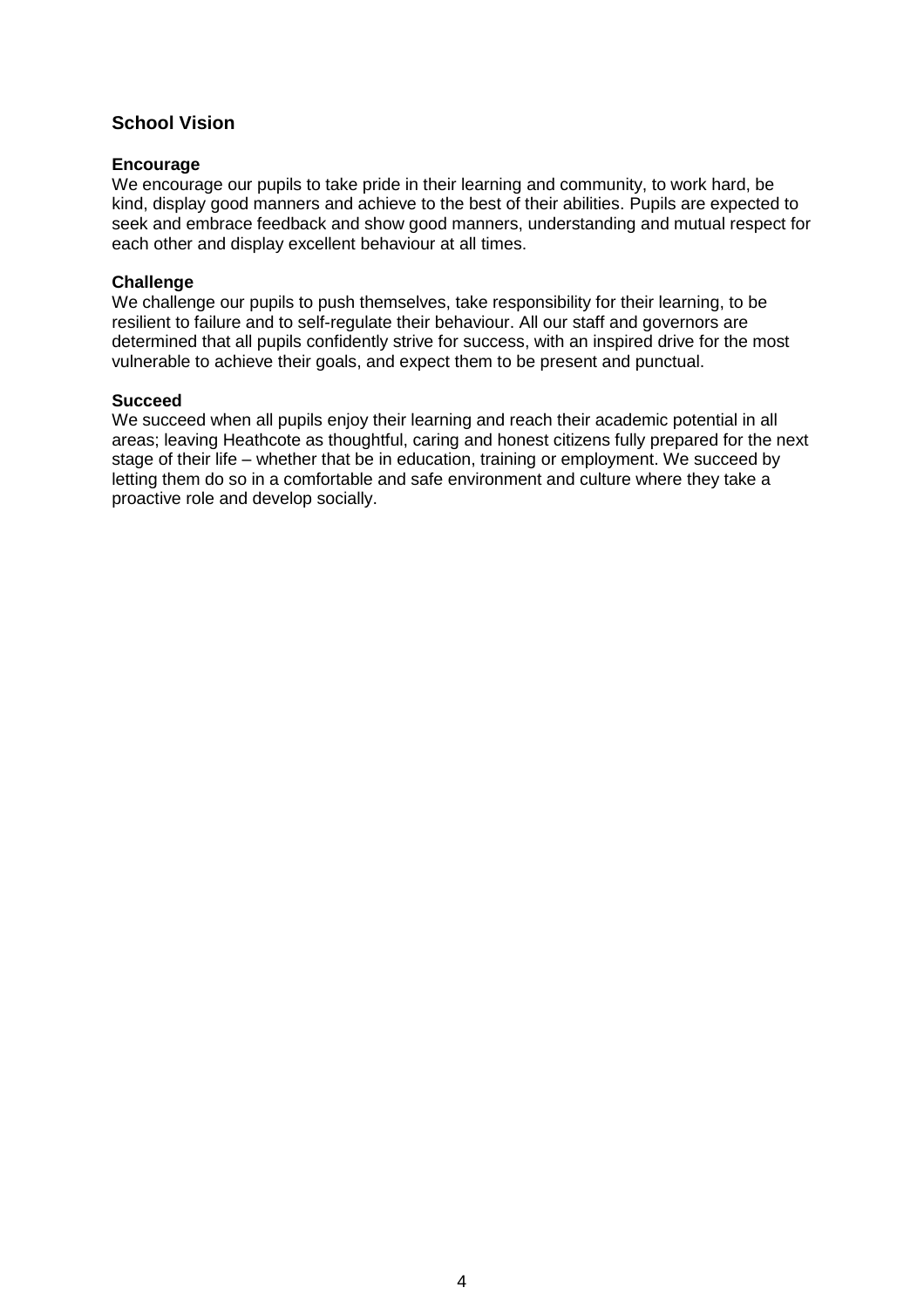## School Vision

### Encourage

We encourage our pupils to take pride in their learning and community, to work hard, be kind, display good manners and achieve to the best of their abilities. Pupils are expected to seek and embrace feedback and show good manners, understanding and mutual respect for each other and display excellent behaviour at all times.

### Challenge

We challenge our pupils to push themselves, take responsibility for their learning, to be resilient to failure and to self-regulate their behaviour. All our staff and governors are determined that all pupils confidently strive for success, with an inspired drive for the most vulnerable to achieve their goals, and expect them to be present and punctual.

### Succeed

We succeed when all pupils enjoy their learning and reach their academic potential in all areas; leaving Heathcote as thoughtful, caring and honest citizens fully prepared for the next stage of their life – whether that be in education, training or employment. We succeed by letting them do so in a comfortable and safe environment and culture where they take a proactive role and develop socially.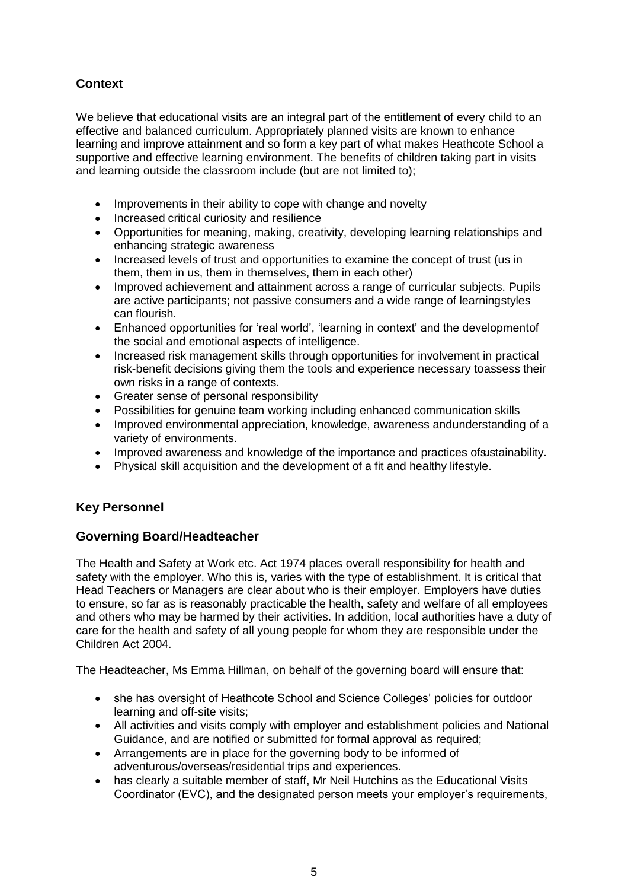## Context

We believe that educational visits are an integral part of the entitlement of every child to an effective and balanced curriculum. Appropriately planned visits are known to enhance learning and improve attainment and so form a key part of what makes Heathcote School a supportive and effective learning environment. The benefits of children taking part in visits and learning outside the classroom include (but are not limited to);

- Improvements in their ability to cope with change and novelty
- Increased critical curiosity and resilience
- Opportunities for meaning, making, creativity, developing learning relationships and enhancing strategic awareness
- Increased levels of trust and opportunities to examine the concept of trust (us in them, them in us, them in themselves, them in each other)
- Improved achievement and attainment across a range of curricular subjects. Pupils are active participants; not passive consumers and a wide range of learningstyles can flourish.
- Enhanced opportunities for 'real world', 'learning in context' and the developmentof the social and emotional aspects of intelligence.
- Increased risk management skills through opportunities for involvement in practical risk-benefit decisions giving them the tools and experience necessary toassess their own risks in a range of contexts.
- Greater sense of personal responsibility
- Possibilities for genuine team working including enhanced communication skills
- Improved environmental appreciation, knowledge, awareness andunderstanding of a variety of environments.
- Improved awareness and knowledge of the importance and practices ofsustainability.
- Physical skill acquisition and the development of a fit and healthy lifestyle.

## Key Personnel

## Governing Board/Headteacher

The Health and Safety at Work etc. Act 1974 places overall responsibility for health and safety with the employer. Who this is, varies with the type of establishment. It is critical that Head Teachers or Managers are clear about who is their employer. Employers have duties to ensure, so far as is reasonably practicable the health, safety and welfare of all employees and others who may be harmed by their activities. In addition, local authorities have a duty of care for the health and safety of all young people for whom they are responsible under the Children Act 2004.

The Headteacher, Ms Emma Hillman, on behalf of the governing board will ensure that:

- she has oversight of Heathcote School and Science Colleges' policies for outdoor learning and off-site visits;
- All activities and visits comply with employer and establishment policies and National Guidance, and are notified or submitted for formal approval as required;
- Arrangements are in place for the governing body to be informed of adventurous/overseas/residential trips and experiences.
- has clearly a suitable member of staff, Mr Neil Hutchins as the Educational Visits Coordinator (EVC), and the designated person meets your employer's requirements,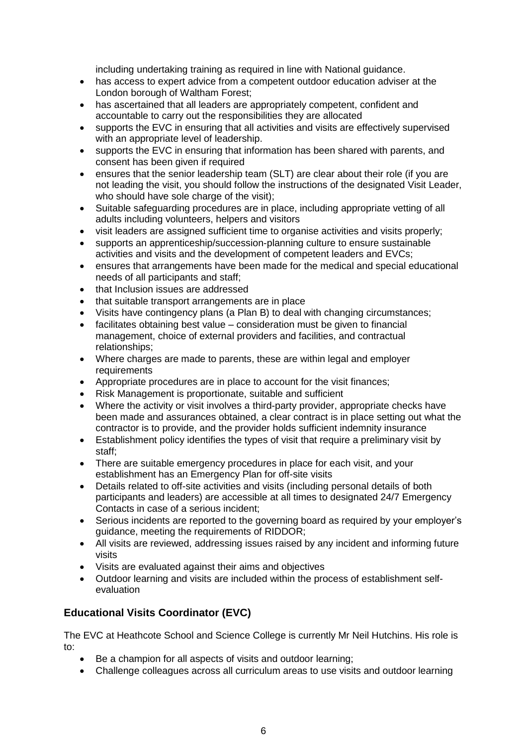including undertaking training as required in line with National guidance.

- has access to expert advice from a competent outdoor education adviser at the London borough of Waltham Forest;
- has ascertained that all leaders are appropriately competent, confident and accountable to carry out the responsibilities they are allocated
- supports the EVC in ensuring that all activities and visits are effectively supervised with an appropriate level of leadership.
- supports the EVC in ensuring that information has been shared with parents, and consent has been given if required
- ensures that the senior leadership team (SLT) are clear about their role (if you are not leading the visit, you should follow the instructions of the designated Visit Leader, who should have sole charge of the visit);
- Suitable safeguarding procedures are in place, including appropriate vetting of all adults including volunteers, helpers and visitors
- visit leaders are assigned sufficient time to organise activities and visits properly;
- supports an apprenticeship/succession-planning culture to ensure sustainable activities and visits and the development of competent leaders and EVCs;
- ensures that arrangements have been made for the medical and special educational needs of all participants and staff;
- that Inclusion issues are addressed
- that suitable transport arrangements are in place
- Visits have contingency plans (a Plan B) to deal with changing circumstances;
- facilitates obtaining best value – consideration must be given to financial management, choice of external providers and facilities, and contractual relationships;
- Where charges are made to parents, these are within legal and employer requirements
- Appropriate procedures are in place to account for the visit finances;
- Risk Management is proportionate, suitable and sufficient
- Where the activity or visit involves a third-party provider, appropriate checks have been made and assurances obtained, a clear contract is in place setting out what the contractor is to provide, and the provider holds sufficient indemnity insurance
- Establishment policy identifies the types of visit that require a preliminary visit by staff;
- There are suitable emergency procedures in place for each visit, and your establishment has an Emergency Plan for off-site visits
- Details related to off-site activities and visits (including personal details of both participants and leaders) are accessible at all times to designated 24/7 Emergency Contacts in case of a serious incident;
- Serious incidents are reported to the governing board as required by your employer's guidance, meeting the requirements of RIDDOR;
- All visits are reviewed, addressing issues raised by any incident and informing future visits
- Visits are evaluated against their aims and objectives
- Outdoor learning and visits are included within the process of establishment self-evaluation

### Educational Visits Coordinator (EVC)

The EVC at Heathcote School and Science College is currently Mr Neil Hutchins. His role is to:

- Be a champion for all aspects of visits and outdoor learning;
- Challenge colleagues across all curriculum areas to use visits and outdoor learning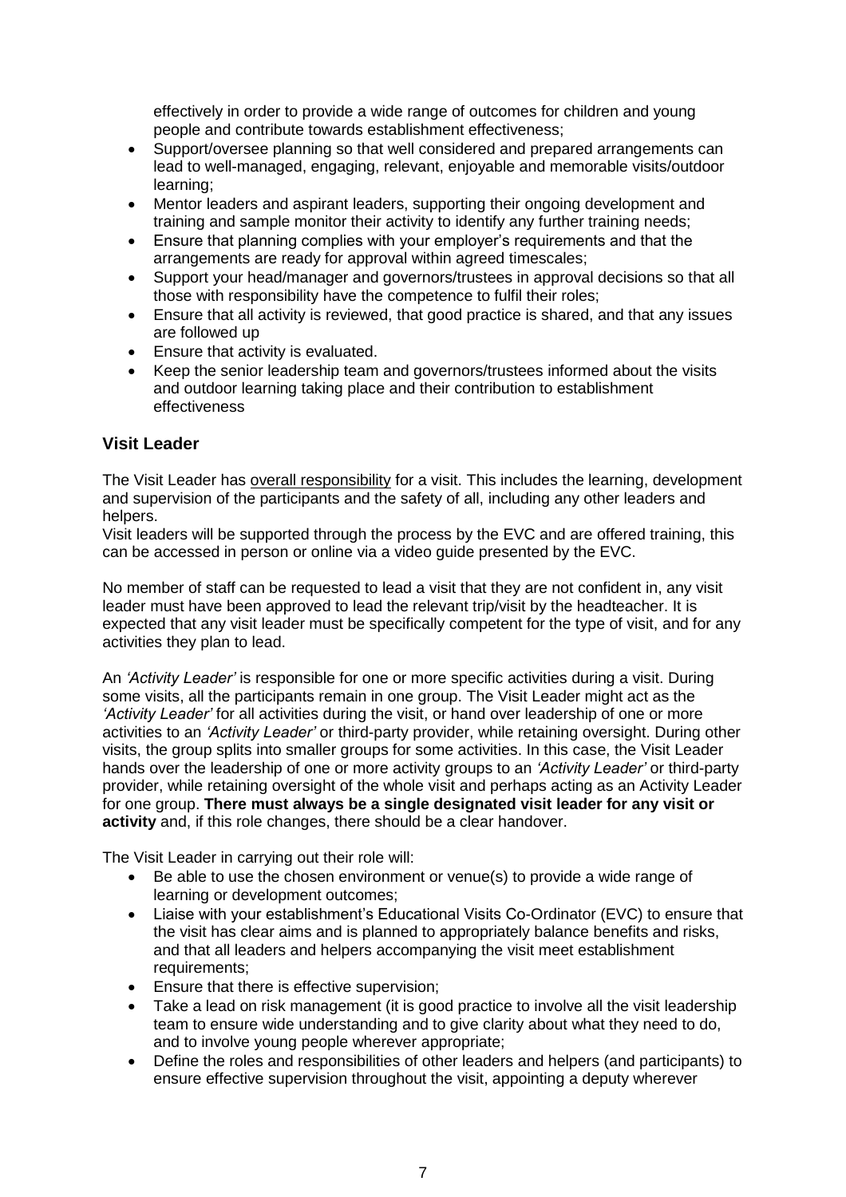effectively in order to provide a wide range of outcomes for children and young people and contribute towards establishment effectiveness;

- Support/oversee planning so that well considered and prepared arrangements can lead to well-managed, engaging, relevant, enjoyable and memorable visits/outdoor learning;
- Mentor leaders and aspirant leaders, supporting their ongoing development and training and sample monitor their activity to identify any further training needs;
- Ensure that planning complies with your employer's requirements and that the arrangements are ready for approval within agreed timescales;
- Support your head/manager and governors/trustees in approval decisions so that all those with responsibility have the competence to fulfil their roles;
- Ensure that all activity is reviewed, that good practice is shared, and that any issues are followed up
- Ensure that activity is evaluated.
- Keep the senior leadership team and governors/trustees informed about the visits and outdoor learning taking place and their contribution to establishment effectiveness

### Visit Leader

The Visit Leader has overall responsibility for a visit. This includes the learning, development and supervision of the participants and the safety of all, including any other leaders and helpers.
Visit leaders will be supported through the process by the EVC and are offered training, this can be accessed in person or online via a video guide presented by the EVC.

No member of staff can be requested to lead a visit that they are not confident in, any visit leader must have been approved to lead the relevant trip/visit by the headteacher. It is expected that any visit leader must be specifically competent for the type of visit, and for any activities they plan to lead.

An *'Activity Leader'* is responsible for one or more specific activities during a visit. During some visits, all the participants remain in one group. The Visit Leader might act as the *'Activity Leader'* for all activities during the visit, or hand over leadership of one or more activities to an *'Activity Leader'* or third-party provider, while retaining oversight. During other visits, the group splits into smaller groups for some activities. In this case, the Visit Leader hands over the leadership of one or more activity groups to an *'Activity Leader'* or third-party provider, while retaining oversight of the whole visit and perhaps acting as an Activity Leader for one group. **There must always be a single designated visit leader for any visit or activity** and, if this role changes, there should be a clear handover.

The Visit Leader in carrying out their role will:

- Be able to use the chosen environment or venue(s) to provide a wide range of learning or development outcomes;
- Liaise with your establishment's Educational Visits Co-Ordinator (EVC) to ensure that the visit has clear aims and is planned to appropriately balance benefits and risks, and that all leaders and helpers accompanying the visit meet establishment requirements;
- Ensure that there is effective supervision;
- Take a lead on risk management (it is good practice to involve all the visit leadership team to ensure wide understanding and to give clarity about what they need to do, and to involve young people wherever appropriate;
- Define the roles and responsibilities of other leaders and helpers (and participants) to ensure effective supervision throughout the visit, appointing a deputy wherever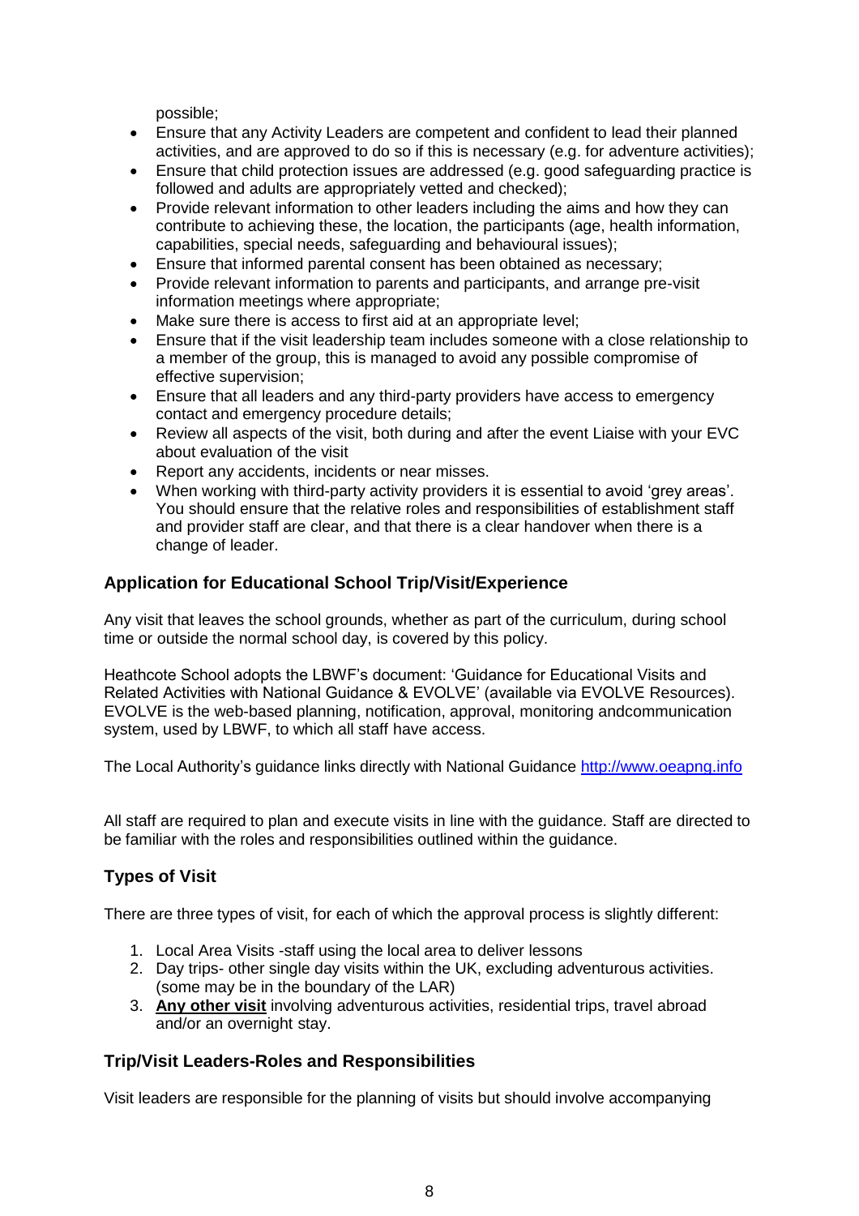possible;

- Ensure that any Activity Leaders are competent and confident to lead their planned activities, and are approved to do so if this is necessary (e.g. for adventure activities);
- Ensure that child protection issues are addressed (e.g. good safeguarding practice is followed and adults are appropriately vetted and checked);
- Provide relevant information to other leaders including the aims and how they can contribute to achieving these, the location, the participants (age, health information, capabilities, special needs, safeguarding and behavioural issues);
- Ensure that informed parental consent has been obtained as necessary;
- Provide relevant information to parents and participants, and arrange pre-visit information meetings where appropriate;
- Make sure there is access to first aid at an appropriate level;
- Ensure that if the visit leadership team includes someone with a close relationship to a member of the group, this is managed to avoid any possible compromise of effective supervision;
- Ensure that all leaders and any third-party providers have access to emergency contact and emergency procedure details;
- Review all aspects of the visit, both during and after the event Liaise with your EVC about evaluation of the visit
- Report any accidents, incidents or near misses.
- When working with third-party activity providers it is essential to avoid 'grey areas'. You should ensure that the relative roles and responsibilities of establishment staff and provider staff are clear, and that there is a clear handover when there is a change of leader.

## Application for Educational School Trip/Visit/Experience

Any visit that leaves the school grounds, whether as part of the curriculum, during school time or outside the normal school day, is covered by this policy.

Heathcote School adopts the LBWF's document: 'Guidance for Educational Visits and Related Activities with National Guidance & EVOLVE' (available via EVOLVE Resources). EVOLVE is the web-based planning, notification, approval, monitoring andcommunication system, used by LBWF, to which all staff have access.

The Local Authority's guidance links directly with National Guidance [http://www.oeapng.info](http://www.oeapng.info)

All staff are required to plan and execute visits in line with the guidance. Staff are directed to be familiar with the roles and responsibilities outlined within the guidance.

## Types of Visit

There are three types of visit, for each of which the approval process is slightly different:

1. Local Area Visits -staff using the local area to deliver lessons
2. Day trips- other single day visits within the UK, excluding adventurous activities. (some may be in the boundary of the LAR)
3. **Any other visit** involving adventurous activities, residential trips, travel abroad and/or an overnight stay.

## Trip/Visit Leaders-Roles and Responsibilities

Visit leaders are responsible for the planning of visits but should involve accompanying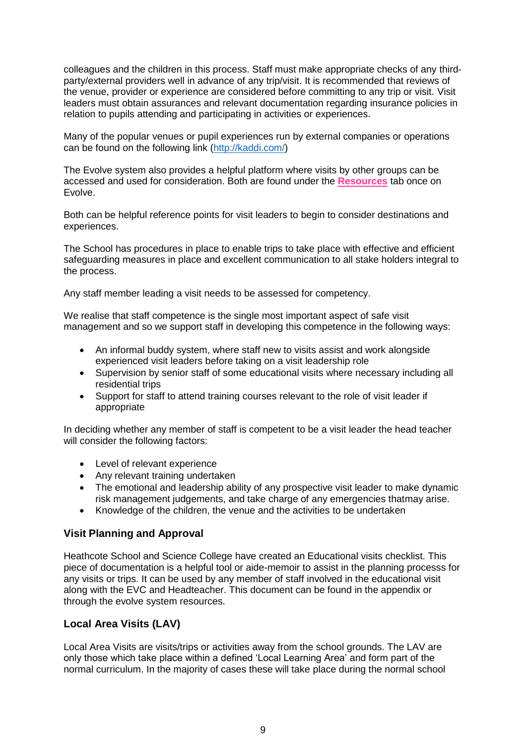colleagues and the children in this process. Staff must make appropriate checks of any third-party/external providers well in advance of any trip/visit. It is recommended that reviews of the venue, provider or experience are considered before committing to any trip or visit. Visit leaders must obtain assurances and relevant documentation regarding insurance policies in relation to pupils attending and participating in activities or experiences.

Many of the popular venues or pupil experiences run by external companies or operations can be found on the following link ([http://kaddi.com/](http://kaddi.com/))

The Evolve system also provides a helpful platform where visits by other groups can be accessed and used for consideration. Both are found under the **Resources** tab once on Evolve.

Both can be helpful reference points for visit leaders to begin to consider destinations and experiences.

The School has procedures in place to enable trips to take place with effective and efficient safeguarding measures in place and excellent communication to all stake holders integral to the process.

Any staff member leading a visit needs to be assessed for competency.

We realise that staff competence is the single most important aspect of safe visit management and so we support staff in developing this competence in the following ways:

- An informal buddy system, where staff new to visits assist and work alongside experienced visit leaders before taking on a visit leadership role
- Supervision by senior staff of some educational visits where necessary including all residential trips
- Support for staff to attend training courses relevant to the role of visit leader if appropriate

In deciding whether any member of staff is competent to be a visit leader the head teacher will consider the following factors:

- Level of relevant experience
- Any relevant training undertaken
- The emotional and leadership ability of any prospective visit leader to make dynamic risk management judgements, and take charge of any emergencies thatmay arise.
- Knowledge of the children, the venue and the activities to be undertaken

## Visit Planning and Approval

Heathcote School and Science College have created an Educational visits checklist. This piece of documentation is a helpful tool or aide-memoir to assist in the planning processs for any visits or trips. It can be used by any member of staff involved in the educational visit along with the EVC and Headteacher. This document can be found in the appendix or through the evolve system resources.

## Local Area Visits (LAV)

Local Area Visits are visits/trips or activities away from the school grounds. The LAV are only those which take place within a defined 'Local Learning Area' and form part of the normal curriculum. In the majority of cases these will take place during the normal school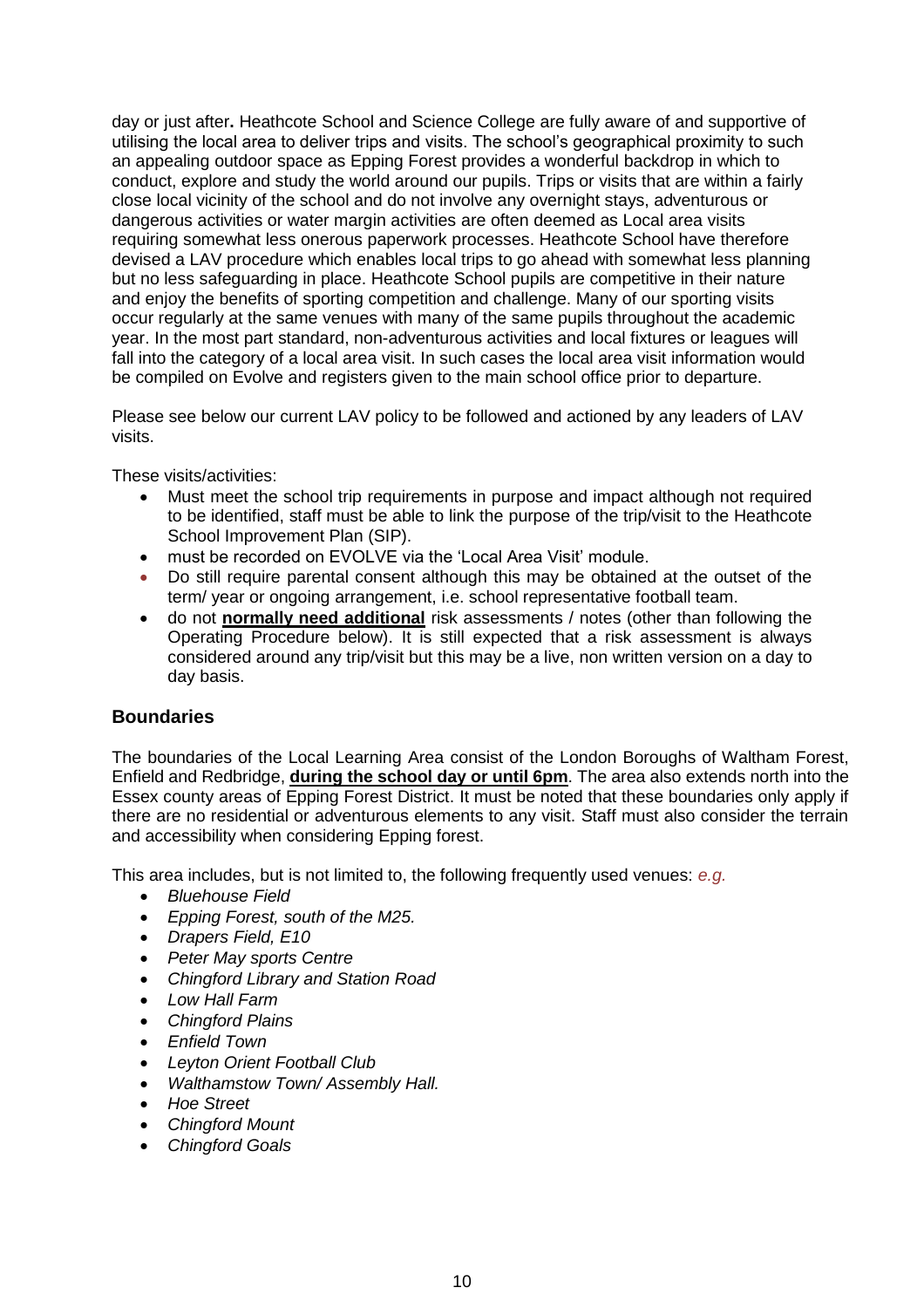day or just after**.** Heathcote School and Science College are fully aware of and supportive of utilising the local area to deliver trips and visits. The school's geographical proximity to such an appealing outdoor space as Epping Forest provides a wonderful backdrop in which to conduct, explore and study the world around our pupils. Trips or visits that are within a fairly close local vicinity of the school and do not involve any overnight stays, adventurous or dangerous activities or water margin activities are often deemed as Local area visits requiring somewhat less onerous paperwork processes. Heathcote School have therefore devised a LAV procedure which enables local trips to go ahead with somewhat less planning but no less safeguarding in place. Heathcote School pupils are competitive in their nature and enjoy the benefits of sporting competition and challenge. Many of our sporting visits occur regularly at the same venues with many of the same pupils throughout the academic year. In the most part standard, non-adventurous activities and local fixtures or leagues will fall into the category of a local area visit. In such cases the local area visit information would be compiled on Evolve and registers given to the main school office prior to departure.

Please see below our current LAV policy to be followed and actioned by any leaders of LAV visits.

These visits/activities:

- Must meet the school trip requirements in purpose and impact although not required to be identified, staff must be able to link the purpose of the trip/visit to the Heathcote School Improvement Plan (SIP).
- must be recorded on EVOLVE via the 'Local Area Visit' module.
- Do still require parental consent although this may be obtained at the outset of the term/ year or ongoing arrangement, i.e. school representative football team.
- do not **normally need additional** risk assessments / notes (other than following the Operating Procedure below). It is still expected that a risk assessment is always considered around any trip/visit but this may be a live, non written version on a day to day basis.

## Boundaries

The boundaries of the Local Learning Area consist of the London Boroughs of Waltham Forest, Enfield and Redbridge, **during the school day or until 6pm**. The area also extends north into the Essex county areas of Epping Forest District. It must be noted that these boundaries only apply if there are no residential or adventurous elements to any visit. Staff must also consider the terrain and accessibility when considering Epping forest.

This area includes, but is not limited to, the following frequently used venues: *e.g.*

- *Bluehouse Field*
- *Epping Forest, south of the M25.*
- *Drapers Field, E10*
- *Peter May sports Centre*
- *Chingford Library and Station Road*
- *Low Hall Farm*
- *Chingford Plains*
- *Enfield Town*
- *Leyton Orient Football Club*
- *Walthamstow Town/ Assembly Hall.*
- *Hoe Street*
- *Chingford Mount*
- *Chingford Goals*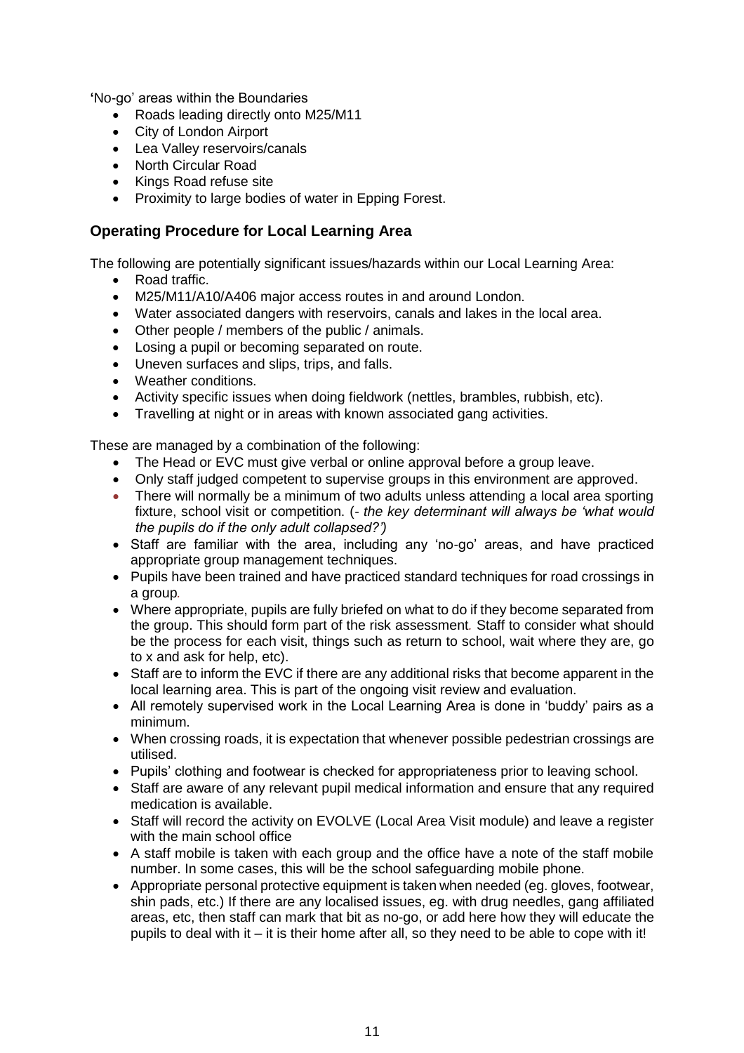'No-go' areas within the Boundaries

- Roads leading directly onto M25/M11
- City of London Airport
- Lea Valley reservoirs/canals
- North Circular Road
- Kings Road refuse site
- Proximity to large bodies of water in Epping Forest.

## Operating Procedure for Local Learning Area

The following are potentially significant issues/hazards within our Local Learning Area:

- Road traffic.
- M25/M11/A10/A406 major access routes in and around London.
- Water associated dangers with reservoirs, canals and lakes in the local area.
- Other people / members of the public / animals.
- Losing a pupil or becoming separated on route.
- Uneven surfaces and slips, trips, and falls.
- Weather conditions.
- Activity specific issues when doing fieldwork (nettles, brambles, rubbish, etc).
- Travelling at night or in areas with known associated gang activities.

These are managed by a combination of the following:

- The Head or EVC must give verbal or online approval before a group leave.
- Only staff judged competent to supervise groups in this environment are approved.
- There will normally be a minimum of two adults unless attending a local area sporting fixture, school visit or competition. (- *the key determinant will always be 'what would the pupils do if the only adult collapsed?')*
- Staff are familiar with the area, including any 'no-go' areas, and have practiced appropriate group management techniques.
- Pupils have been trained and have practiced standard techniques for road crossings in a group.
- Where appropriate, pupils are fully briefed on what to do if they become separated from the group. This should form part of the risk assessment. Staff to consider what should be the process for each visit, things such as return to school, wait where they are, go to x and ask for help, etc).
- Staff are to inform the EVC if there are any additional risks that become apparent in the local learning area. This is part of the ongoing visit review and evaluation.
- All remotely supervised work in the Local Learning Area is done in 'buddy' pairs as a minimum.
- When crossing roads, it is expectation that whenever possible pedestrian crossings are utilised.
- Pupils' clothing and footwear is checked for appropriateness prior to leaving school.
- Staff are aware of any relevant pupil medical information and ensure that any required medication is available.
- Staff will record the activity on EVOLVE (Local Area Visit module) and leave a register with the main school office
- A staff mobile is taken with each group and the office have a note of the staff mobile number. In some cases, this will be the school safeguarding mobile phone.
- Appropriate personal protective equipment is taken when needed (eg. gloves, footwear, shin pads, etc.) If there are any localised issues, eg. with drug needles, gang affiliated areas, etc, then staff can mark that bit as no-go, or add here how they will educate the pupils to deal with it – it is their home after all, so they need to be able to cope with it!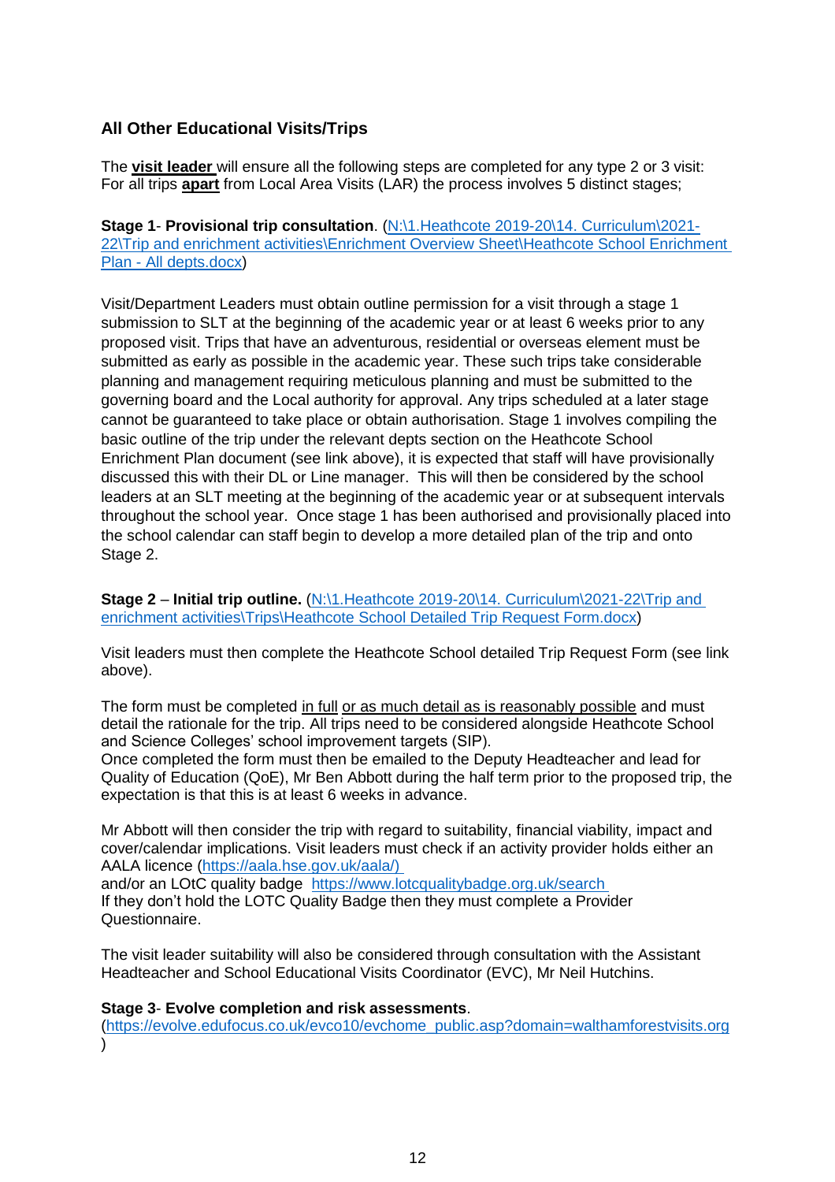### All Other Educational Visits/Trips

The **visit leader** will ensure all the following steps are completed for any type 2 or 3 visit:
For all trips **apart** from Local Area Visits (LAR) the process involves 5 distinct stages;

**Stage 1**- **Provisional trip consultation**. (N:\1.Heathcote 2019-20\14. Curriculum\2021-22\Trip and enrichment activities\Enrichment Overview Sheet\Heathcote School Enrichment Plan - All depts.docx)

Visit/Department Leaders must obtain outline permission for a visit through a stage 1 submission to SLT at the beginning of the academic year or at least 6 weeks prior to any proposed visit. Trips that have an adventurous, residential or overseas element must be submitted as early as possible in the academic year. These such trips take considerable planning and management requiring meticulous planning and must be submitted to the governing board and the Local authority for approval. Any trips scheduled at a later stage cannot be guaranteed to take place or obtain authorisation. Stage 1 involves compiling the basic outline of the trip under the relevant depts section on the Heathcote School Enrichment Plan document (see link above), it is expected that staff will have provisionally discussed this with their DL or Line manager. This will then be considered by the school leaders at an SLT meeting at the beginning of the academic year or at subsequent intervals throughout the school year. Once stage 1 has been authorised and provisionally placed into the school calendar can staff begin to develop a more detailed plan of the trip and onto Stage 2.

**Stage 2** – **Initial trip outline.** (N:\1.Heathcote 2019-20\14. Curriculum\2021-22\Trip and enrichment activities\Trips\Heathcote School Detailed Trip Request Form.docx)

Visit leaders must then complete the Heathcote School detailed Trip Request Form (see link above).

The form must be completed in full or as much detail as is reasonably possible and must detail the rationale for the trip. All trips need to be considered alongside Heathcote School and Science Colleges' school improvement targets (SIP).
Once completed the form must then be emailed to the Deputy Headteacher and lead for Quality of Education (QoE), Mr Ben Abbott during the half term prior to the proposed trip, the expectation is that this is at least 6 weeks in advance.

Mr Abbott will then consider the trip with regard to suitability, financial viability, impact and cover/calendar implications. Visit leaders must check if an activity provider holds either an AALA licence (https://aala.hse.gov.uk/aala/)
and/or an LOtC quality badge https://www.lotcqualitybadge.org.uk/search
If they don't hold the LOTC Quality Badge then they must complete a Provider Questionnaire.

The visit leader suitability will also be considered through consultation with the Assistant Headteacher and School Educational Visits Coordinator (EVC), Mr Neil Hutchins.

**Stage 3**- **Evolve completion and risk assessments**.
(https://evolve.edufocus.co.uk/evco10/evchome_public.asp?domain=walthamforestvisits.org)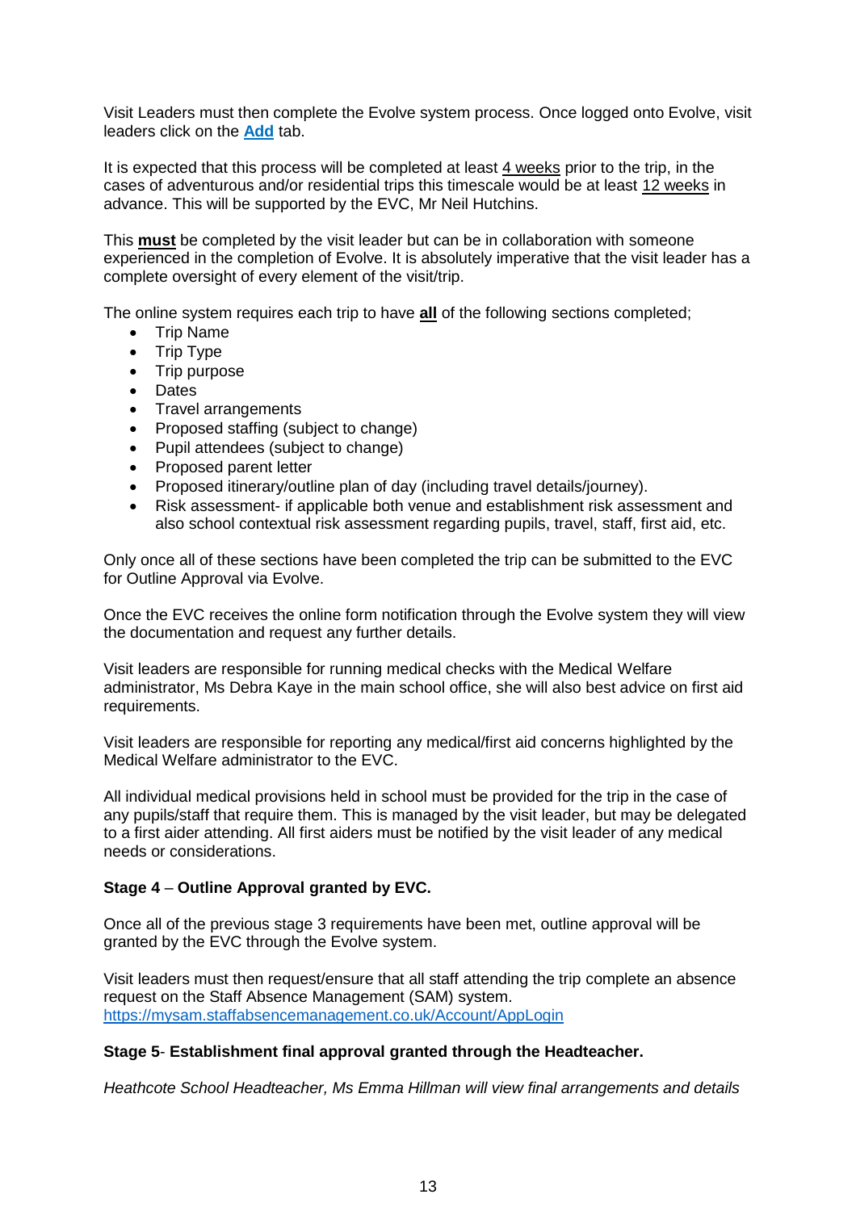Visit Leaders must then complete the Evolve system process. Once logged onto Evolve, visit leaders click on the **Add** tab.

It is expected that this process will be completed at least 4 weeks prior to the trip, in the cases of adventurous and/or residential trips this timescale would be at least 12 weeks in advance. This will be supported by the EVC, Mr Neil Hutchins.

This **must** be completed by the visit leader but can be in collaboration with someone experienced in the completion of Evolve. It is absolutely imperative that the visit leader has a complete oversight of every element of the visit/trip.

The online system requires each trip to have **all** of the following sections completed;

- Trip Name
- Trip Type
- Trip purpose
- Dates
- Travel arrangements
- Proposed staffing (subject to change)
- Pupil attendees (subject to change)
- Proposed parent letter
- Proposed itinerary/outline plan of day (including travel details/journey).
- Risk assessment- if applicable both venue and establishment risk assessment and also school contextual risk assessment regarding pupils, travel, staff, first aid, etc.

Only once all of these sections have been completed the trip can be submitted to the EVC for Outline Approval via Evolve.

Once the EVC receives the online form notification through the Evolve system they will view the documentation and request any further details.

Visit leaders are responsible for running medical checks with the Medical Welfare administrator, Ms Debra Kaye in the main school office, she will also best advice on first aid requirements.

Visit leaders are responsible for reporting any medical/first aid concerns highlighted by the Medical Welfare administrator to the EVC.

All individual medical provisions held in school must be provided for the trip in the case of any pupils/staff that require them. This is managed by the visit leader, but may be delegated to a first aider attending. All first aiders must be notified by the visit leader of any medical needs or considerations.

**Stage 4 – Outline Approval granted by EVC.**

Once all of the previous stage 3 requirements have been met, outline approval will be granted by the EVC through the Evolve system.

Visit leaders must then request/ensure that all staff attending the trip complete an absence request on the Staff Absence Management (SAM) system.
https://mysam.staffabsencemanagement.co.uk/Account/AppLogin

**Stage 5- Establishment final approval granted through the Headteacher.**

*Heathcote School Headteacher, Ms Emma Hillman will view final arrangements and details*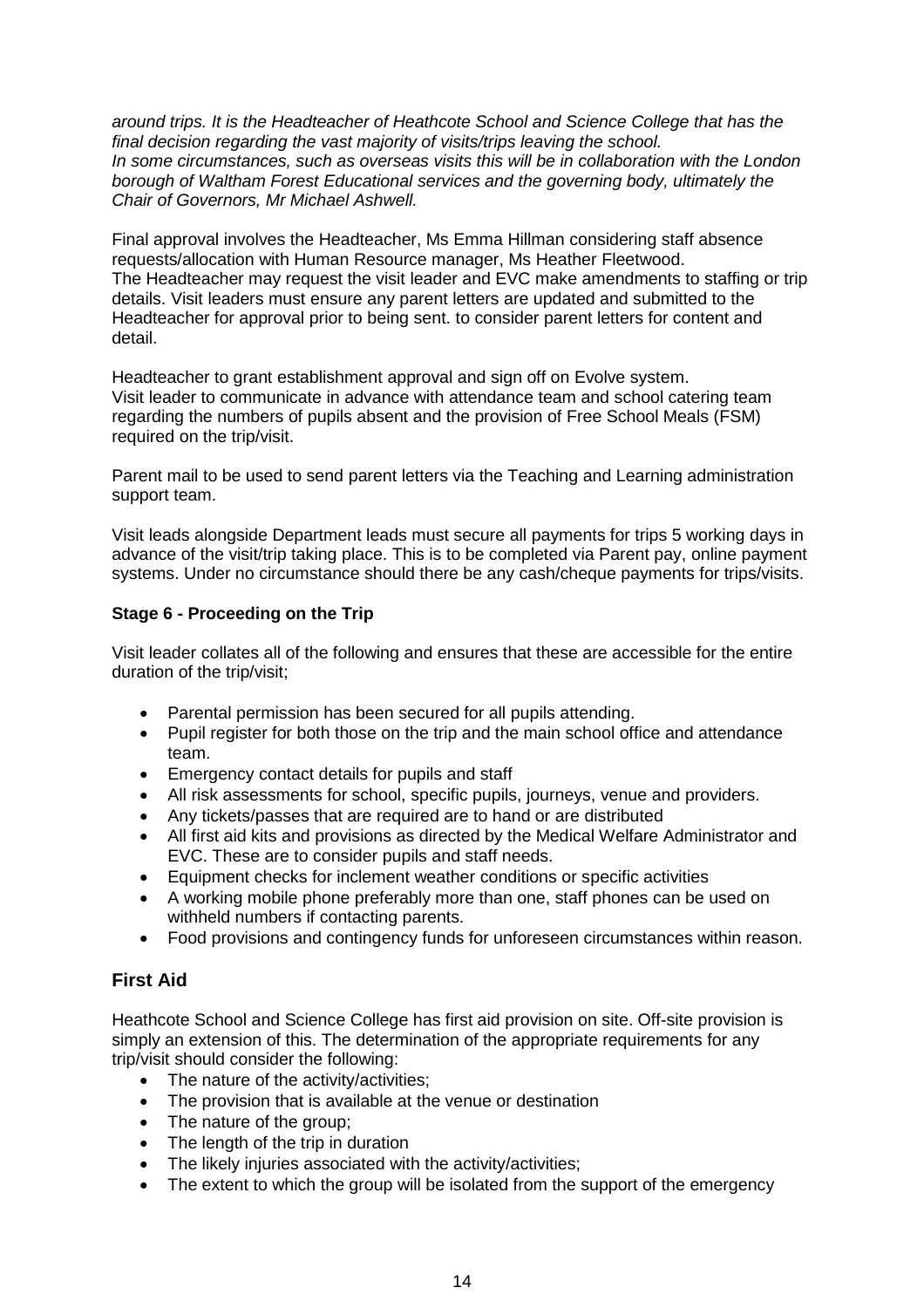*around trips. It is the Headteacher of Heathcote School and Science College that has the final decision regarding the vast majority of visits/trips leaving the school.*
*In some circumstances, such as overseas visits this will be in collaboration with the London borough of Waltham Forest Educational services and the governing body, ultimately the Chair of Governors, Mr Michael Ashwell.*

Final approval involves the Headteacher, Ms Emma Hillman considering staff absence requests/allocation with Human Resource manager, Ms Heather Fleetwood.
The Headteacher may request the visit leader and EVC make amendments to staffing or trip details. Visit leaders must ensure any parent letters are updated and submitted to the Headteacher for approval prior to being sent. to consider parent letters for content and detail.

Headteacher to grant establishment approval and sign off on Evolve system.
Visit leader to communicate in advance with attendance team and school catering team regarding the numbers of pupils absent and the provision of Free School Meals (FSM) required on the trip/visit.

Parent mail to be used to send parent letters via the Teaching and Learning administration support team.

Visit leads alongside Department leads must secure all payments for trips 5 working days in advance of the visit/trip taking place. This is to be completed via Parent pay, online payment systems. Under no circumstance should there be any cash/cheque payments for trips/visits.

**Stage 6 - Proceeding on the Trip**

Visit leader collates all of the following and ensures that these are accessible for the entire duration of the trip/visit;

- Parental permission has been secured for all pupils attending.
- Pupil register for both those on the trip and the main school office and attendance team.
- Emergency contact details for pupils and staff
- All risk assessments for school, specific pupils, journeys, venue and providers.
- Any tickets/passes that are required are to hand or are distributed
- All first aid kits and provisions as directed by the Medical Welfare Administrator and EVC. These are to consider pupils and staff needs.
- Equipment checks for inclement weather conditions or specific activities
- A working mobile phone preferably more than one, staff phones can be used on withheld numbers if contacting parents.
- Food provisions and contingency funds for unforeseen circumstances within reason.

## First Aid

Heathcote School and Science College has first aid provision on site. Off-site provision is simply an extension of this. The determination of the appropriate requirements for any trip/visit should consider the following:

- The nature of the activity/activities;
- The provision that is available at the venue or destination
- The nature of the group;
- The length of the trip in duration
- The likely injuries associated with the activity/activities;
- The extent to which the group will be isolated from the support of the emergency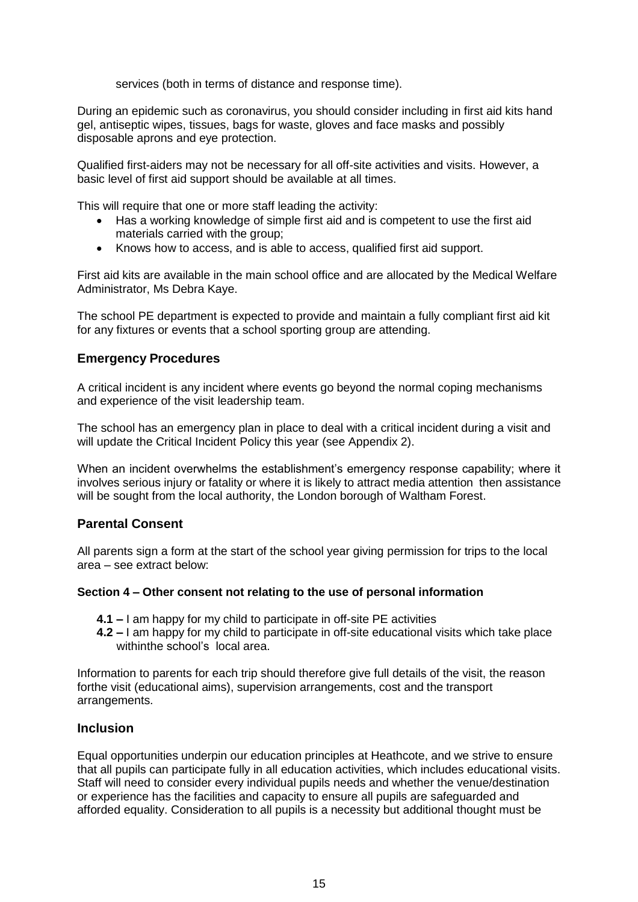services (both in terms of distance and response time).

During an epidemic such as coronavirus, you should consider including in first aid kits hand gel, antiseptic wipes, tissues, bags for waste, gloves and face masks and possibly disposable aprons and eye protection.

Qualified first-aiders may not be necessary for all off-site activities and visits. However, a basic level of first aid support should be available at all times.

This will require that one or more staff leading the activity:

- Has a working knowledge of simple first aid and is competent to use the first aid materials carried with the group;
- Knows how to access, and is able to access, qualified first aid support.

First aid kits are available in the main school office and are allocated by the Medical Welfare Administrator, Ms Debra Kaye.

The school PE department is expected to provide and maintain a fully compliant first aid kit for any fixtures or events that a school sporting group are attending.

## Emergency Procedures

A critical incident is any incident where events go beyond the normal coping mechanisms and experience of the visit leadership team.

The school has an emergency plan in place to deal with a critical incident during a visit and will update the Critical Incident Policy this year (see Appendix 2).

When an incident overwhelms the establishment's emergency response capability; where it involves serious injury or fatality or where it is likely to attract media attention then assistance will be sought from the local authority, the London borough of Waltham Forest.

## Parental Consent

All parents sign a form at the start of the school year giving permission for trips to the local area – see extract below:

**Section 4 – Other consent not relating to the use of personal information**

- **4.1 –** I am happy for my child to participate in off-site PE activities
- **4.2 –** I am happy for my child to participate in off-site educational visits which take place withinthe school's local area.

Information to parents for each trip should therefore give full details of the visit, the reason forthe visit (educational aims), supervision arrangements, cost and the transport arrangements.

## Inclusion

Equal opportunities underpin our education principles at Heathcote, and we strive to ensure that all pupils can participate fully in all education activities, which includes educational visits. Staff will need to consider every individual pupils needs and whether the venue/destination or experience has the facilities and capacity to ensure all pupils are safeguarded and afforded equality. Consideration to all pupils is a necessity but additional thought must be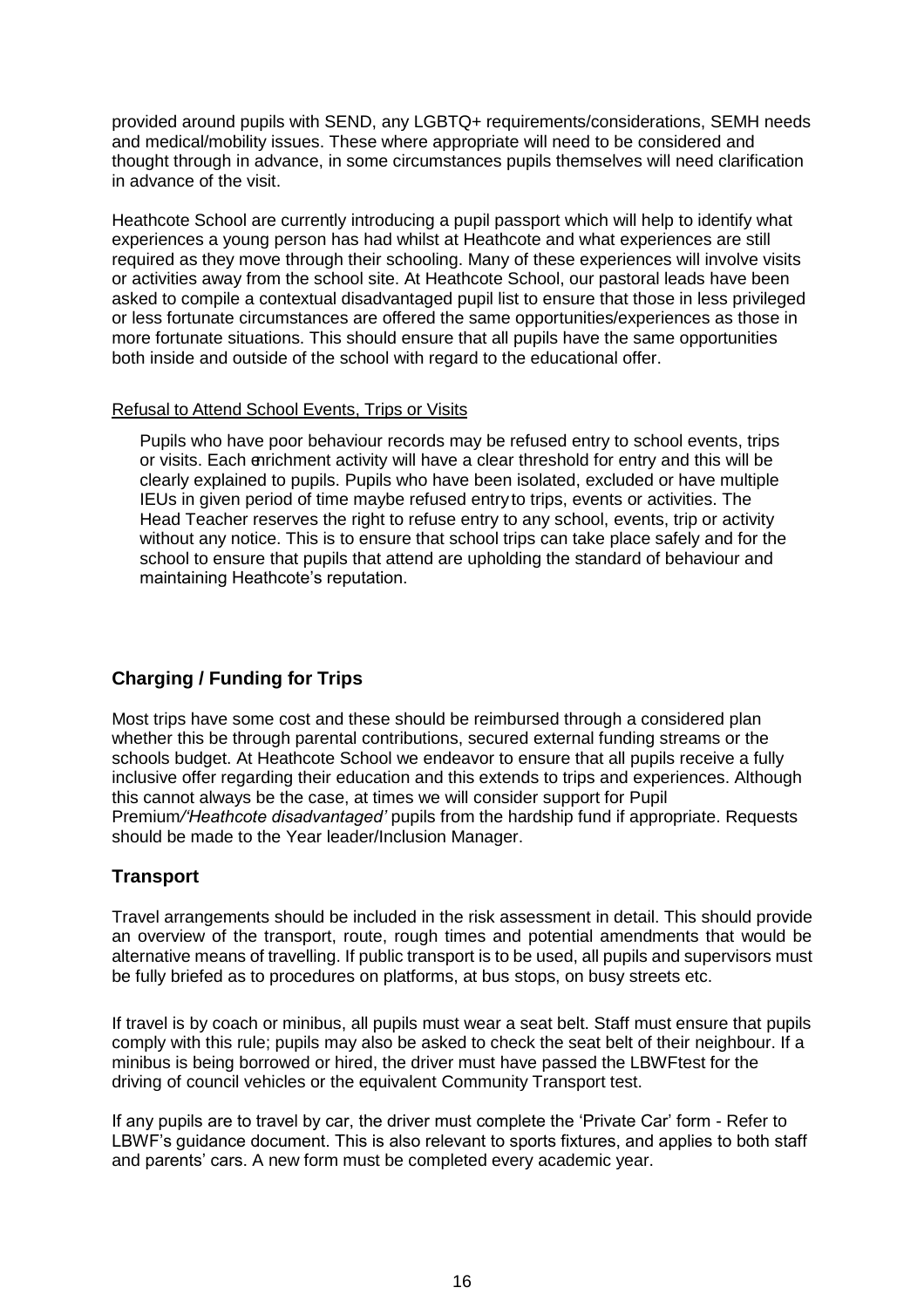provided around pupils with SEND, any LGBTQ+ requirements/considerations, SEMH needs and medical/mobility issues. These where appropriate will need to be considered and thought through in advance, in some circumstances pupils themselves will need clarification in advance of the visit.

Heathcote School are currently introducing a pupil passport which will help to identify what experiences a young person has had whilst at Heathcote and what experiences are still required as they move through their schooling. Many of these experiences will involve visits or activities away from the school site. At Heathcote School, our pastoral leads have been asked to compile a contextual disadvantaged pupil list to ensure that those in less privileged or less fortunate circumstances are offered the same opportunities/experiences as those in more fortunate situations. This should ensure that all pupils have the same opportunities both inside and outside of the school with regard to the educational offer.

Refusal to Attend School Events, Trips or Visits

Pupils who have poor behaviour records may be refused entry to school events, trips or visits. Each enrichment activity will have a clear threshold for entry and this will be clearly explained to pupils. Pupils who have been isolated, excluded or have multiple IEUs in given period of time maybe refused entry to trips, events or activities. The Head Teacher reserves the right to refuse entry to any school, events, trip or activity without any notice. This is to ensure that school trips can take place safely and for the school to ensure that pupils that attend are upholding the standard of behaviour and maintaining Heathcote's reputation.

## Charging / Funding for Trips

Most trips have some cost and these should be reimbursed through a considered plan whether this be through parental contributions, secured external funding streams or the schools budget. At Heathcote School we endeavor to ensure that all pupils receive a fully inclusive offer regarding their education and this extends to trips and experiences. Although this cannot always be the case, at times we will consider support for Pupil Premium*/'Heathcote disadvantaged'* pupils from the hardship fund if appropriate. Requests should be made to the Year leader/Inclusion Manager.

## Transport

Travel arrangements should be included in the risk assessment in detail. This should provide an overview of the transport, route, rough times and potential amendments that would be alternative means of travelling. If public transport is to be used, all pupils and supervisors must be fully briefed as to procedures on platforms, at bus stops, on busy streets etc.

If travel is by coach or minibus, all pupils must wear a seat belt. Staff must ensure that pupils comply with this rule; pupils may also be asked to check the seat belt of their neighbour. If a minibus is being borrowed or hired, the driver must have passed the LBWFtest for the driving of council vehicles or the equivalent Community Transport test.

If any pupils are to travel by car, the driver must complete the 'Private Car' form - Refer to LBWF's guidance document. This is also relevant to sports fixtures, and applies to both staff and parents' cars. A new form must be completed every academic year.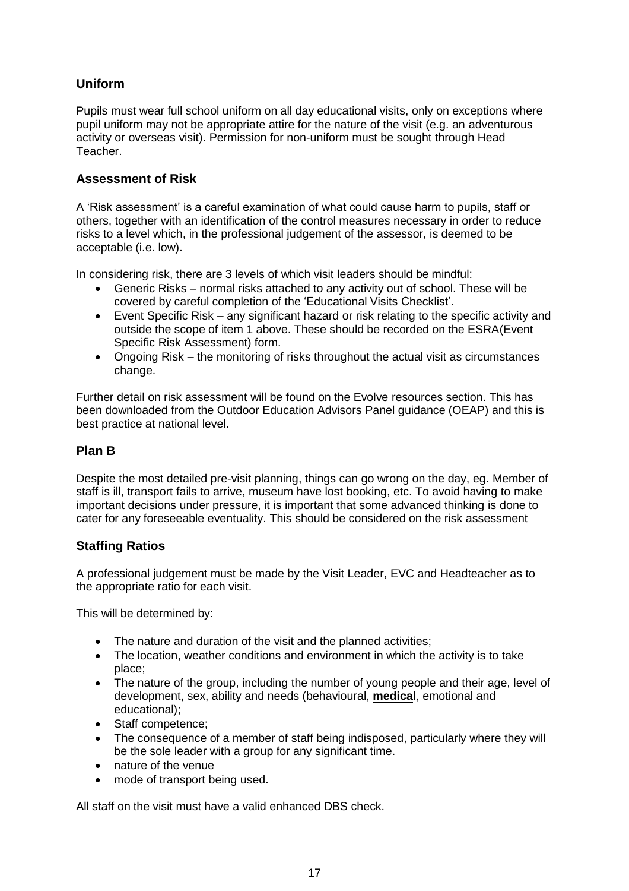## Uniform

Pupils must wear full school uniform on all day educational visits, only on exceptions where pupil uniform may not be appropriate attire for the nature of the visit (e.g. an adventurous activity or overseas visit). Permission for non-uniform must be sought through Head Teacher.

## Assessment of Risk

A 'Risk assessment' is a careful examination of what could cause harm to pupils, staff or others, together with an identification of the control measures necessary in order to reduce risks to a level which, in the professional judgement of the assessor, is deemed to be acceptable (i.e. low).

In considering risk, there are 3 levels of which visit leaders should be mindful:

- Generic Risks – normal risks attached to any activity out of school. These will be covered by careful completion of the 'Educational Visits Checklist'.
- Event Specific Risk – any significant hazard or risk relating to the specific activity and outside the scope of item 1 above. These should be recorded on the ESRA(Event Specific Risk Assessment) form.
- Ongoing Risk – the monitoring of risks throughout the actual visit as circumstances change.

Further detail on risk assessment will be found on the Evolve resources section. This has been downloaded from the Outdoor Education Advisors Panel guidance (OEAP) and this is best practice at national level.

## Plan B

Despite the most detailed pre-visit planning, things can go wrong on the day, eg. Member of staff is ill, transport fails to arrive, museum have lost booking, etc. To avoid having to make important decisions under pressure, it is important that some advanced thinking is done to cater for any foreseeable eventuality. This should be considered on the risk assessment

## Staffing Ratios

A professional judgement must be made by the Visit Leader, EVC and Headteacher as to the appropriate ratio for each visit.

This will be determined by:

- The nature and duration of the visit and the planned activities;
- The location, weather conditions and environment in which the activity is to take place;
- The nature of the group, including the number of young people and their age, level of development, sex, ability and needs (behavioural, **medical**, emotional and educational);
- Staff competence;
- The consequence of a member of staff being indisposed, particularly where they will be the sole leader with a group for any significant time.
- nature of the venue
- mode of transport being used.

All staff on the visit must have a valid enhanced DBS check.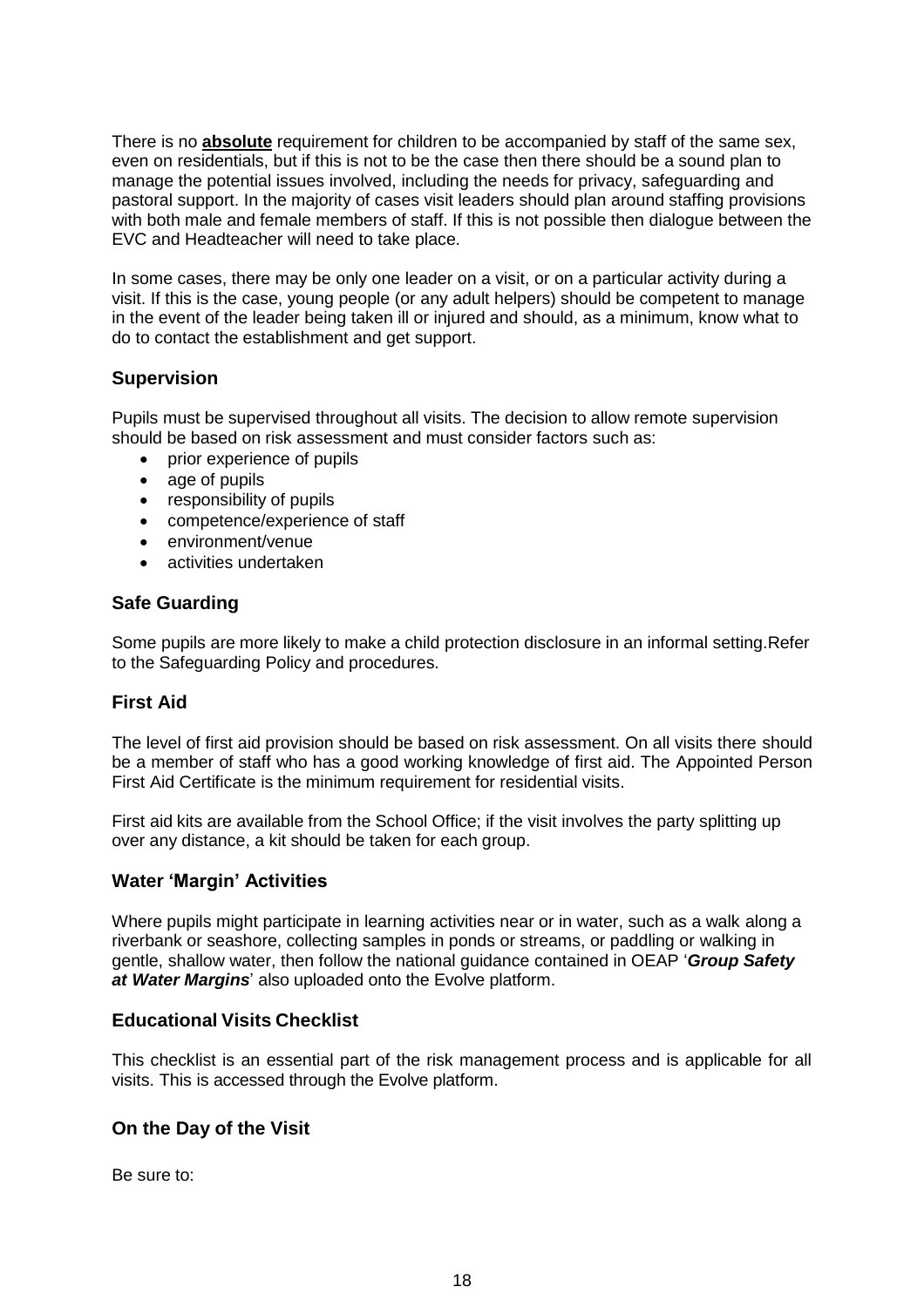There is no **absolute** requirement for children to be accompanied by staff of the same sex, even on residentials, but if this is not to be the case then there should be a sound plan to manage the potential issues involved, including the needs for privacy, safeguarding and pastoral support. In the majority of cases visit leaders should plan around staffing provisions with both male and female members of staff. If this is not possible then dialogue between the EVC and Headteacher will need to take place.

In some cases, there may be only one leader on a visit, or on a particular activity during a visit. If this is the case, young people (or any adult helpers) should be competent to manage in the event of the leader being taken ill or injured and should, as a minimum, know what to do to contact the establishment and get support.

## Supervision

Pupils must be supervised throughout all visits. The decision to allow remote supervision should be based on risk assessment and must consider factors such as:

- prior experience of pupils
- age of pupils
- responsibility of pupils
- competence/experience of staff
- environment/venue
- activities undertaken

## Safe Guarding

Some pupils are more likely to make a child protection disclosure in an informal setting.Refer to the Safeguarding Policy and procedures.

## First Aid

The level of first aid provision should be based on risk assessment. On all visits there should be a member of staff who has a good working knowledge of first aid. The Appointed Person First Aid Certificate is the minimum requirement for residential visits.

First aid kits are available from the School Office; if the visit involves the party splitting up over any distance, a kit should be taken for each group.

## Water 'Margin' Activities

Where pupils might participate in learning activities near or in water, such as a walk along a riverbank or seashore, collecting samples in ponds or streams, or paddling or walking in gentle, shallow water, then follow the national guidance contained in OEAP '***Group Safety at Water Margins***' also uploaded onto the Evolve platform.

## Educational Visits Checklist

This checklist is an essential part of the risk management process and is applicable for all visits. This is accessed through the Evolve platform.

## On the Day of the Visit

Be sure to: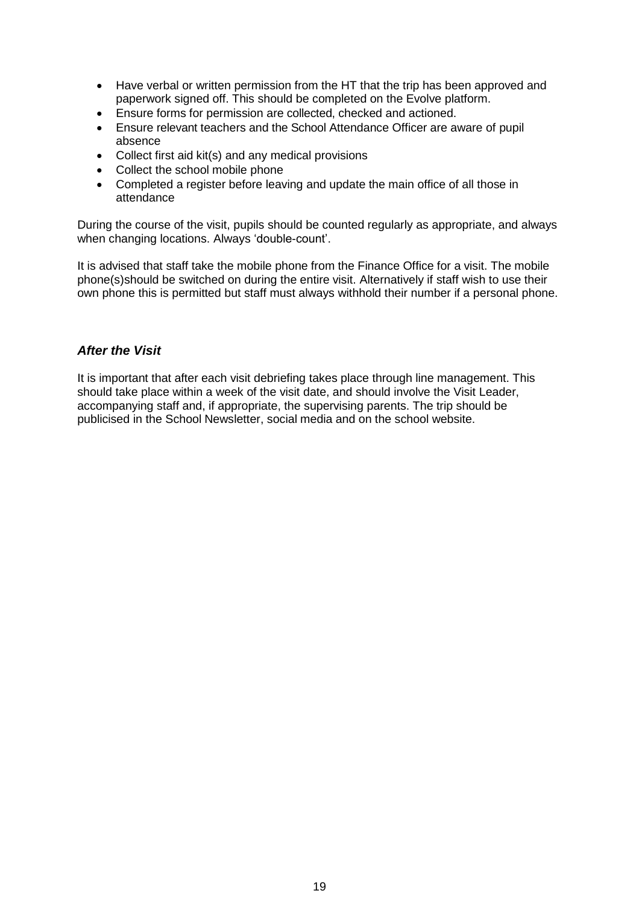- Have verbal or written permission from the HT that the trip has been approved and paperwork signed off. This should be completed on the Evolve platform.
- Ensure forms for permission are collected, checked and actioned.
- Ensure relevant teachers and the School Attendance Officer are aware of pupil absence
- Collect first aid kit(s) and any medical provisions
- Collect the school mobile phone
- Completed a register before leaving and update the main office of all those in attendance

During the course of the visit, pupils should be counted regularly as appropriate, and always when changing locations. Always 'double-count'.

It is advised that staff take the mobile phone from the Finance Office for a visit. The mobile phone(s)should be switched on during the entire visit. Alternatively if staff wish to use their own phone this is permitted but staff must always withhold their number if a personal phone.

### ***After the Visit***

It is important that after each visit debriefing takes place through line management. This should take place within a week of the visit date, and should involve the Visit Leader, accompanying staff and, if appropriate, the supervising parents. The trip should be publicised in the School Newsletter, social media and on the school website.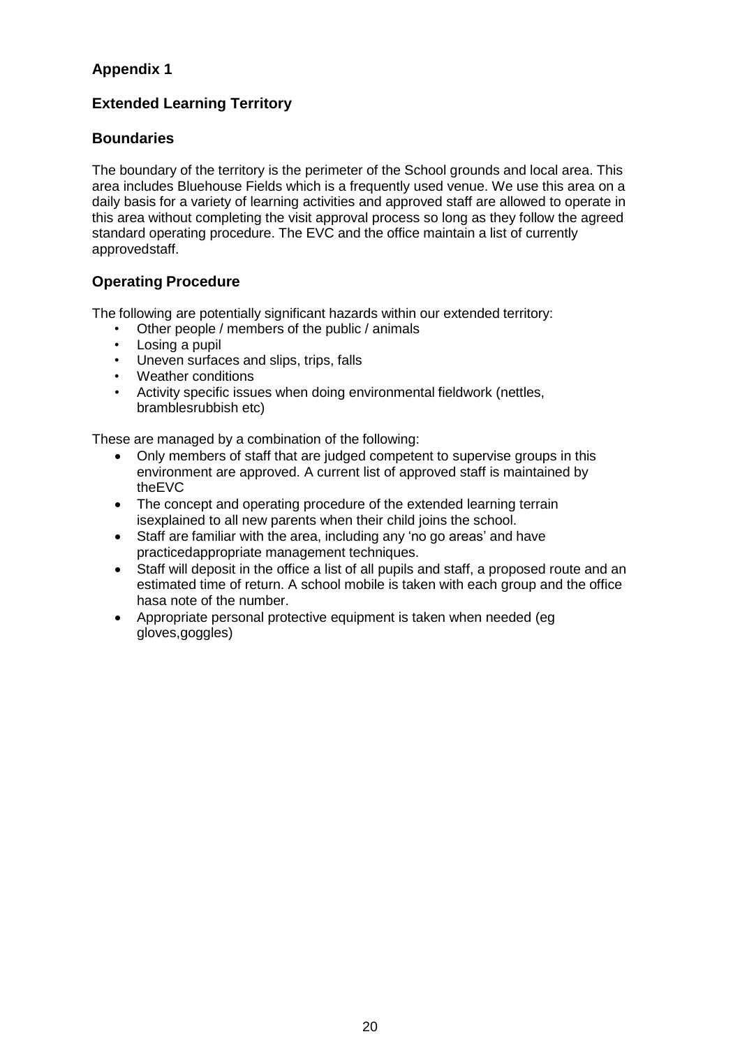## Appendix 1

## Extended Learning Territory

### Boundaries

The boundary of the territory is the perimeter of the School grounds and local area. This area includes Bluehouse Fields which is a frequently used venue. We use this area on a daily basis for a variety of learning activities and approved staff are allowed to operate in this area without completing the visit approval process so long as they follow the agreed standard operating procedure. The EVC and the office maintain a list of currently approvedstaff.

### Operating Procedure

The following are potentially significant hazards within our extended territory:

- Other people / members of the public / animals
- Losing a pupil
- Uneven surfaces and slips, trips, falls
- Weather conditions
- Activity specific issues when doing environmental fieldwork (nettles, bramblesrubbish etc)

These are managed by a combination of the following:

- Only members of staff that are judged competent to supervise groups in this environment are approved. A current list of approved staff is maintained by theEVC
- The concept and operating procedure of the extended learning terrain isexplained to all new parents when their child joins the school.
- Staff are familiar with the area, including any 'no go areas' and have practicedappropriate management techniques.
- Staff will deposit in the office a list of all pupils and staff, a proposed route and an estimated time of return. A school mobile is taken with each group and the office hasa note of the number.
- Appropriate personal protective equipment is taken when needed (eg gloves,goggles)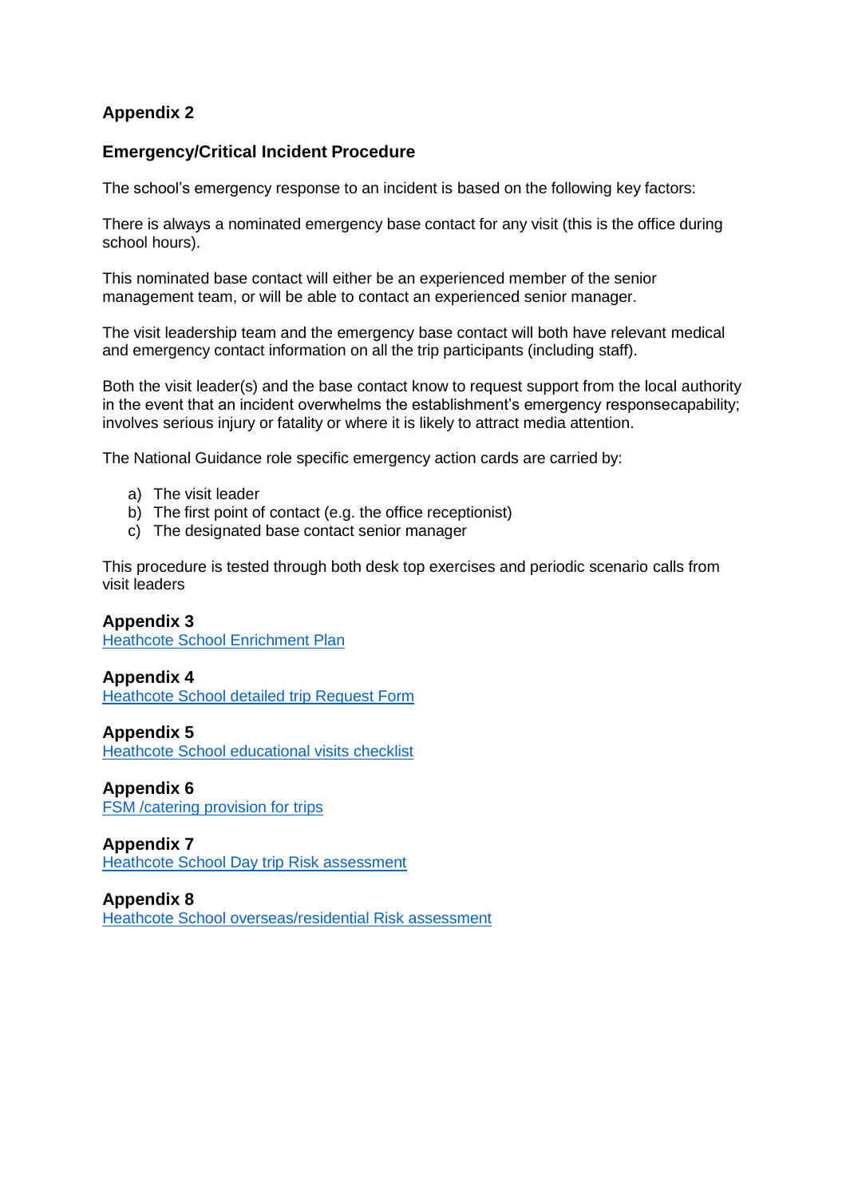## Appendix 2

### Emergency/Critical Incident Procedure

The school's emergency response to an incident is based on the following key factors:

There is always a nominated emergency base contact for any visit (this is the office during school hours).

This nominated base contact will either be an experienced member of the senior management team, or will be able to contact an experienced senior manager.

The visit leadership team and the emergency base contact will both have relevant medical and emergency contact information on all the trip participants (including staff).

Both the visit leader(s) and the base contact know to request support from the local authority in the event that an incident overwhelms the establishment's emergency responsecapability; involves serious injury or fatality or where it is likely to attract media attention.

The National Guidance role specific emergency action cards are carried by:

a) The visit leader
b) The first point of contact (e.g. the office receptionist)
c) The designated base contact senior manager

This procedure is tested through both desk top exercises and periodic scenario calls from visit leaders

**Appendix 3**
Heathcote School Enrichment Plan

**Appendix 4**
Heathcote School detailed trip Request Form

**Appendix 5**
Heathcote School educational visits checklist

**Appendix 6**
FSM /catering provision for trips

**Appendix 7**
Heathcote School Day trip Risk assessment

**Appendix 8**
Heathcote School overseas/residential Risk assessment